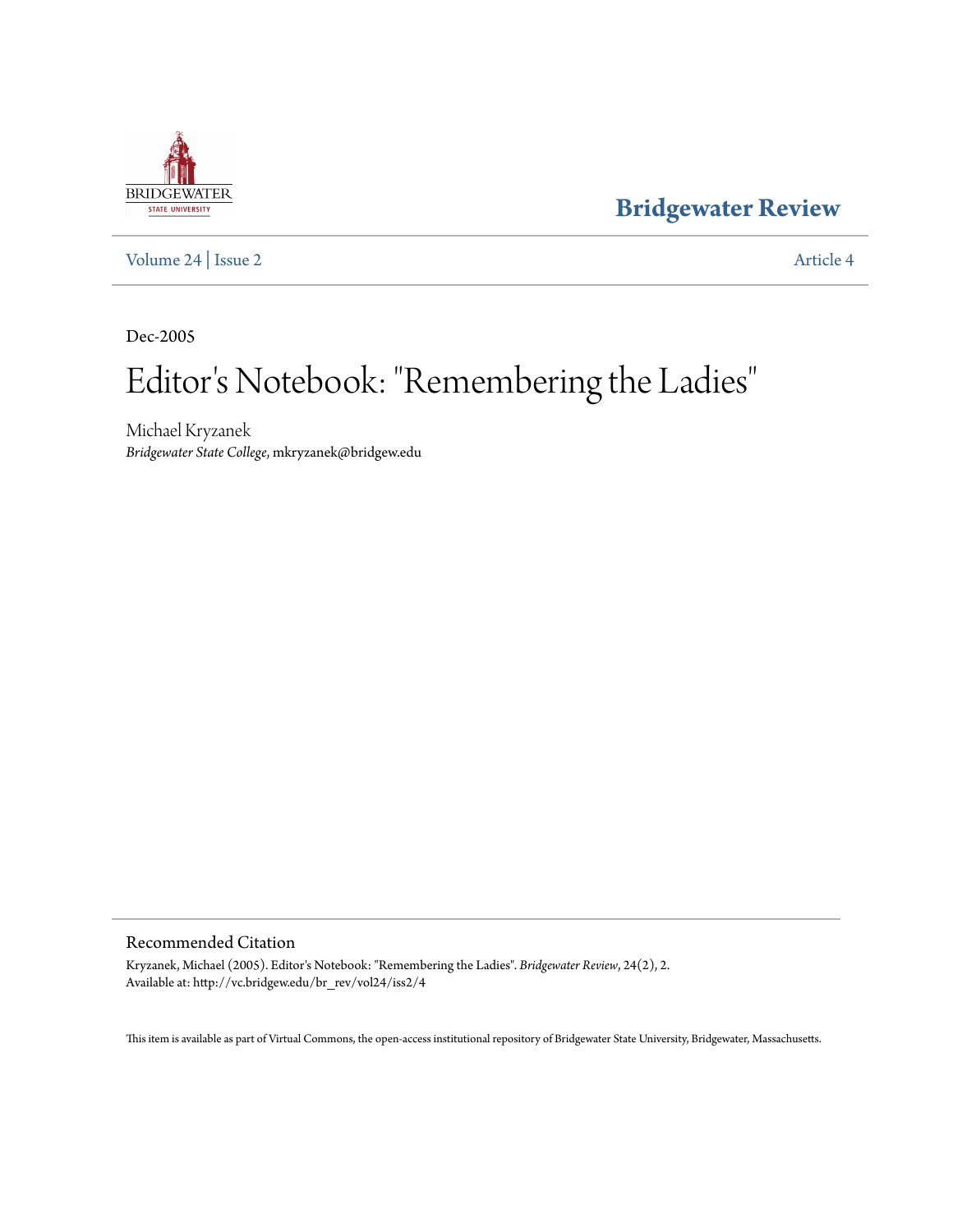Bridgewater Review

Volume 24 | Issue 2 Article 4

Dec-2005

# Editor's Notebook: "Remembering the Ladies"

Michael Kryzanek
*Bridgewater State College*, mkryzanek@bridgew.edu

## Recommended Citation

Kryzanek, Michael (2005). Editor's Notebook: "Remembering the Ladies". *Bridgewater Review*, 24(2), 2.
Available at: http://vc.bridgew.edu/br_rev/vol24/iss2/4

This item is available as part of Virtual Commons, the open-access institutional repository of Bridgewater State University, Bridgewater, Massachusetts.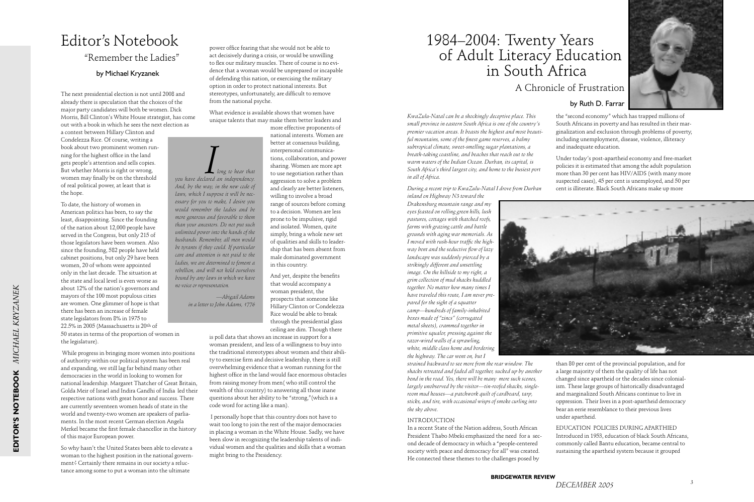# Editor's Notebook

## "Remember the Ladies"

### by Michael Kryzanek

The next presidential election is not until 2008 and already there is speculation that the choices of the major party candidates will both be women. Dick Morris, Bill Clinton's White House strategist, has come out with a book in which he sees the next election as a contest between Hillary Clinton and Condelezza Rice. Of course, writing a book about two prominent women running for the highest office in the land gets people's attention and sells copies. But whether Morris is right or wrong, women may finally be on the threshold of real political power, at least that is the hope.

To date, the history of women in American politics has been, to say the least, disappointing. Since the founding of the nation about 12,000 people have served in the Congress, but only 215 of those legislators have been women. Also since the founding, 582 people have held cabinet positions, but only 29 have been women, 20 of whom were appointed only in the last decade. The situation at the state and local level is even worse as about 12% of the nation's governors and mayors of the 100 most populous cities are women. One glimmer of hope is that there has been an increase of female state legislators from 8% in 1975 to 22.5% in 2005 (Massachusetts is 20th of 50 states in terms of the proportion of women in the legislature).

While progress in bringing more women into positions of authority within our political system has been real and expanding, we still lag far behind many other democracies in the world in looking to women for national leadership. Margaret Thatcher of Great Britain, Golda Meir of Israel and Indira Gandhi of India led their respective nations with great honor and success. There are currently seventeen women heads of state in the world and twenty-two women are speakers of parliaments. In the most recent German election Angela Merkel became the first female chancellor in the history of this major European power.

So why hasn't the United States been able to elevate a woman to the highest position in the national government? Certainly there remains in our society a reluctance among some to put a woman into the ultimate power office fearing that she would not be able to act decisively during a crisis, or would be unwilling to flex our military muscles. There of course is no evidence that a woman would be unprepared or incapable of defending this nation, or exercising the military option in order to protect national interests. But stereotypes, unfortunately, are difficult to remove from the national psyche.

> *I long to hear that you have declared an independency. And, by the way, in the new code of laws, which I suppose it will be necessary for you to make, I desire you would remember the ladies and be more generous and favorable to them than your ancestors. Do not put such unlimited power into the hands of the husbands. Remember, all men would be tyrants if they could. If particular care and attention is not paid to the ladies, we are determined to foment a rebellion, and will not hold ourselves bound by any laws in which we have no voice or representation.*
>
> *—Abigail Adams in a letter to John Adams, 1776*

What evidence is available shows that women have unique talents that may make them better leaders and more effective proponents of national interests. Women are better at consensus building, interpersonal communications, collaboration, and power sharing. Women are more apt to use negotiation rather than aggression to solve a problem and clearly are better listeners, willing to involve a broad range of sources before coming to a decision. Women are less prone to be impulsive, rigid and isolated. Women, quite simply, bring a whole new set of qualities and skills to leadership that has been absent from male dominated government in this country.

And yet, despite the benefits that would accompany a woman president, the prospects that someone like Hillary Clinton or Condelezza Rice would be able to break through the presidential glass ceiling are dim. Though there is poll data that shows an increase in support for a woman president, and less of a willingness to buy into the traditional stereotypes about women and their ability to exercise firm and decisive leadership, there is still overwhelming evidence that a woman running for the highest office in the land would face enormous obstacles from raising money from men( who still control the wealth of this country) to answering all those inane questions about her ability to be "strong,"(which is a code word for acting like a man).

I personally hope that this country does not have to wait too long to join the rest of the major democracies in placing a woman in the White House. Sadly, we have been slow in recognizing the leadership talents of individual women and the qualities and skills that a woman might bring to the Presidency.

# 1984–2004: Twenty Years of Adult Literacy Education in South Africa

## A Chronicle of Frustration

### by Ruth D. Farrar

*KwaZulu-Natal can be a shockingly deceptive place. This small province in eastern South Africa is one of the country's premier vacation areas. It boasts the highest and most beautiful mountains, some of the finest game reserves, a balmy subtropical climate, sweet-smelling sugar plantations, a breath-taking coastline, and beaches that reach out to the warm waters of the Indian Ocean. Durban, its capital, is South Africa's third largest city, and home to the busiest port in all of Africa.*

*During a recent trip to KwaZulu-Natal I drove from Durban inland on Highway N3 toward the Drakensburg mountain range and my eyes feasted on rolling green hills, lush pastures, cottages with thatched roofs, farms with grazing cattle and battle grounds with aging war memorials. As I moved with rush-hour traffic the highway bent and the seductive flow of lazy landscape was suddenly pierced by a strikingly different and unsettling image. On the hillside to my right, a grim collection of mud shacks huddled together. No matter how many times I have traveled this route, I am never prepared for the sight of a squatter camp—hundreds of family-inhabited boxes made of "zincs" (corrugated metal sheets), crammed together in primitive squalor, pressing against the razor-wired walls of a sprawling, white, middle class home and bordering the highway. The car went on, but I strained backward to see more from the rear window. The shacks retreated and faded all together, sucked up by another bend in the road. Yes, there will be many more such scenes, largely unobserved by the visitor—tin-roofed shacks, single-room mud houses—a patchwork quilt of cardboard, tarp, sticks, and tire, with occasional wisps of smoke curling into the sky above.*

#### INTRODUCTION

In a recent State of the Nation address, South African President Thabo Mbeki emphasized the need for a second decade of democracy in which a "people-centered society with peace and democracy for all" was created. He connected these themes to the challenges posed by the "second economy" which has trapped millions of South Africans in poverty and has resulted in their marginalization and exclusion through problems of poverty, including unemployment, disease, violence, illiteracy and inadequate education.

Under today's post-apartheid economy and free-market policies it is estimated that among the adult population more than 30 per cent has HIV/AIDS (with many more suspected cases), 45 per cent is unemployed, and 50 per cent is illiterate. Black South Africans make up more than 80 per cent of the provincial population, and for a large majority of them the quality of life has not changed since apartheid or the decades since colonialism. These large groups of historically disadvantaged and marginalized South Africans continue to live in oppression. Their lives in a post-apartheid democracy bear an eerie resemblance to their previous lives under apartheid.

#### EDUCATION POLICIES DURING APARTHIED

Introduced in 1953, education of black South Africans, commonly called Bantu education, became central to sustaining the apartheid system because it grouped